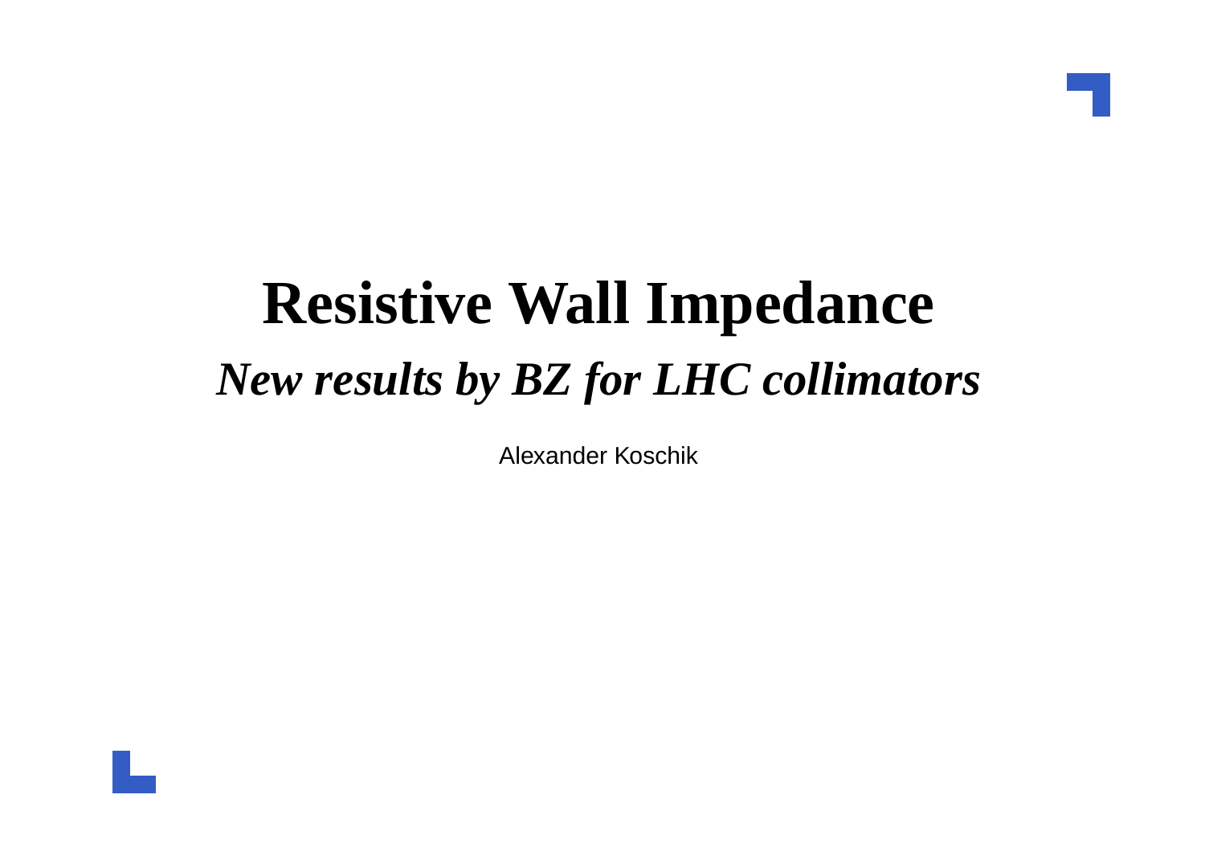# Resistive Wall Impedance

## *New results by BZ for LHC collimators*

Alexander Koschik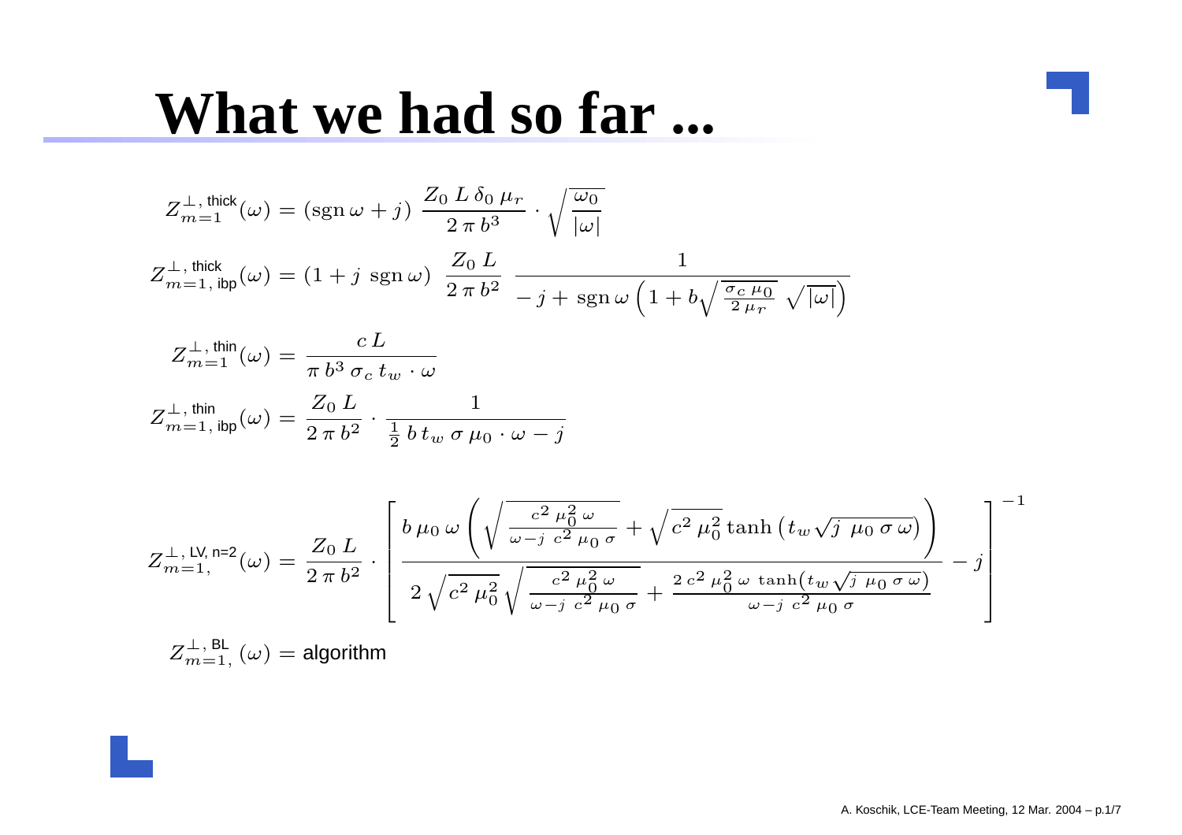# What we had so far ...

$$Z^{\perp,\,\text{thick}}_{m=1}(\omega) = (\operatorname{sgn}\omega + j)\ \frac{Z_0\, L\, \delta_0\, \mu_r}{2\,\pi\, b^3} \cdot \sqrt{\frac{\omega_0}{|\omega|}}$$

$$Z^{\perp,\,\text{thick}}_{m=1,\,\text{ibp}}(\omega) = (1 + j\ \operatorname{sgn}\omega)\ \frac{Z_0\, L}{2\,\pi\, b^2}\ \frac{1}{-j + \operatorname{sgn}\omega \left(1 + b\sqrt{\frac{\sigma_c\,\mu_0}{2\,\mu_r}}\ \sqrt{|\omega|}\right)}$$

$$Z^{\perp,\,\text{thin}}_{m=1}(\omega) = \frac{c\, L}{\pi\, b^3\, \sigma_c\, t_w \cdot \omega}$$

$$Z^{\perp,\,\text{thin}}_{m=1,\,\text{ibp}}(\omega) = \frac{Z_0\, L}{2\,\pi\, b^2} \cdot \frac{1}{\frac{1}{2}\, b\, t_w\, \sigma\, \mu_0 \cdot \omega - j}$$

$$Z^{\perp,\,\text{LV, n=2}}_{m=1,}(\omega) = \frac{Z_0\, L}{2\,\pi\, b^2} \cdot \left[ \frac{b\,\mu_0\,\omega \left( \sqrt{\frac{c^2\,\mu_0^2\,\omega}{\omega - j\ c^2\,\mu_0\,\sigma}} + \sqrt{c^2\,\mu_0^2}\tanh\left(t_w\sqrt{j\ \mu_0\,\sigma\,\omega}\right) \right)}{2\sqrt{c^2\,\mu_0^2}\sqrt{\frac{c^2\,\mu_0^2\,\omega}{\omega - j\ c^2\,\mu_0\,\sigma}} + \frac{2\,c^2\,\mu_0^2\,\omega\ \tanh\left(t_w\sqrt{j\ \mu_0\,\sigma\,\omega}\right)}{\omega - j\ c^2\,\mu_0\,\sigma}} - j \right]^{-1}$$

$$Z^{\perp,\,\text{BL}}_{m=1,}(\omega) = \text{algorithm}$$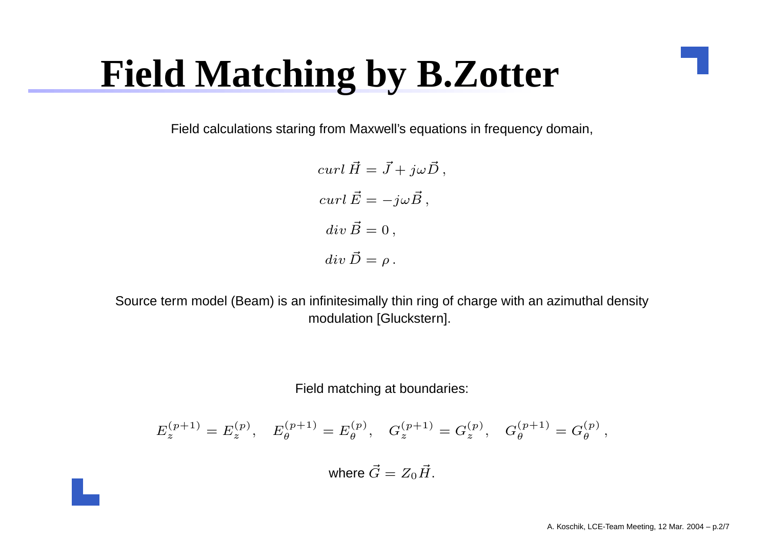# Field Matching by B.Zotter

Field calculations staring from Maxwell's equations in frequency domain,

$$
\begin{aligned}
curl\,\vec{H} &= \vec{J} + j\omega\vec{D}\,, \\
curl\,\vec{E} &= -j\omega\vec{B}\,, \\
div\,\vec{B} &= 0\,, \\
div\,\vec{D} &= \rho\,.
\end{aligned}
$$

Source term model (Beam) is an infinitesimally thin ring of charge with an azimuthal density modulation [Gluckstern].

Field matching at boundaries:

$$
E_z^{(p+1)} = E_z^{(p)}, \quad E_\theta^{(p+1)} = E_\theta^{(p)}, \quad G_z^{(p+1)} = G_z^{(p)}, \quad G_\theta^{(p+1)} = G_\theta^{(p)}\,,
$$

where $\vec{G} = Z_0\vec{H}$.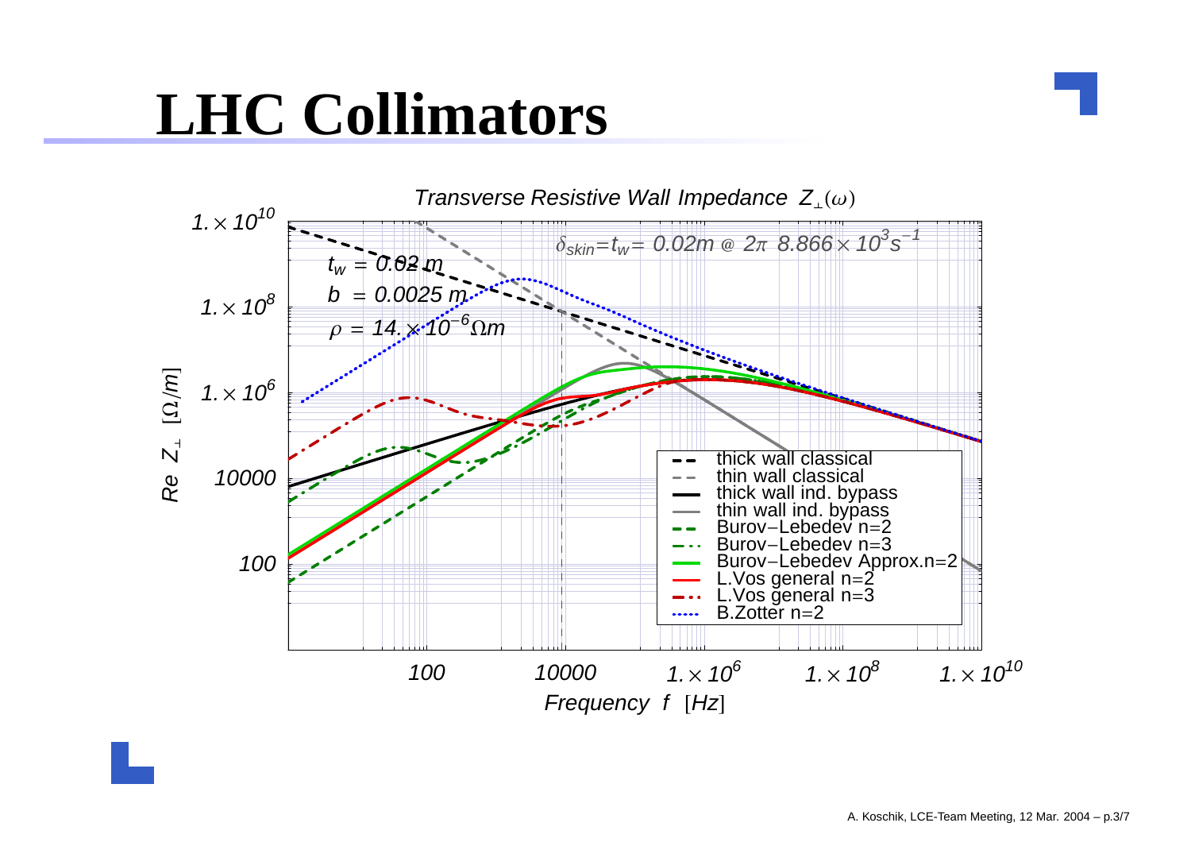# LHC Collimators

*Transverse Resistive Wall Impedance* $Z_{\perp}(\omega)$

$\delta_{skin} = t_w = 0.02m$ @ $2\pi\ 8.866 \times 10^3 s^{-1}$

$t_w = 0.02\ m$

$b = 0.0025\ m$

$\rho = 14. \times 10^{-6}\Omega m$

Legend:
- thick wall classical
- thin wall classical
- thick wall ind. bypass
- thin wall ind. bypass
- Burov−Lebedev n=2
- Burov−Lebedev n=3
- Burov−Lebedev Approx.n=2
- L.Vos general n=2
- L.Vos general n=3
- B.Zotter n=2

Y-axis: $Re\ Z_{\perp}\ [\Omega/m]$ (100, 10000, $1.\times10^6$, $1.\times10^8$, $1.\times10^{10}$)

X-axis: *Frequency* $f$ $[Hz]$ (100, 10000, $1.\times10^6$, $1.\times10^8$, $1.\times10^{10}$)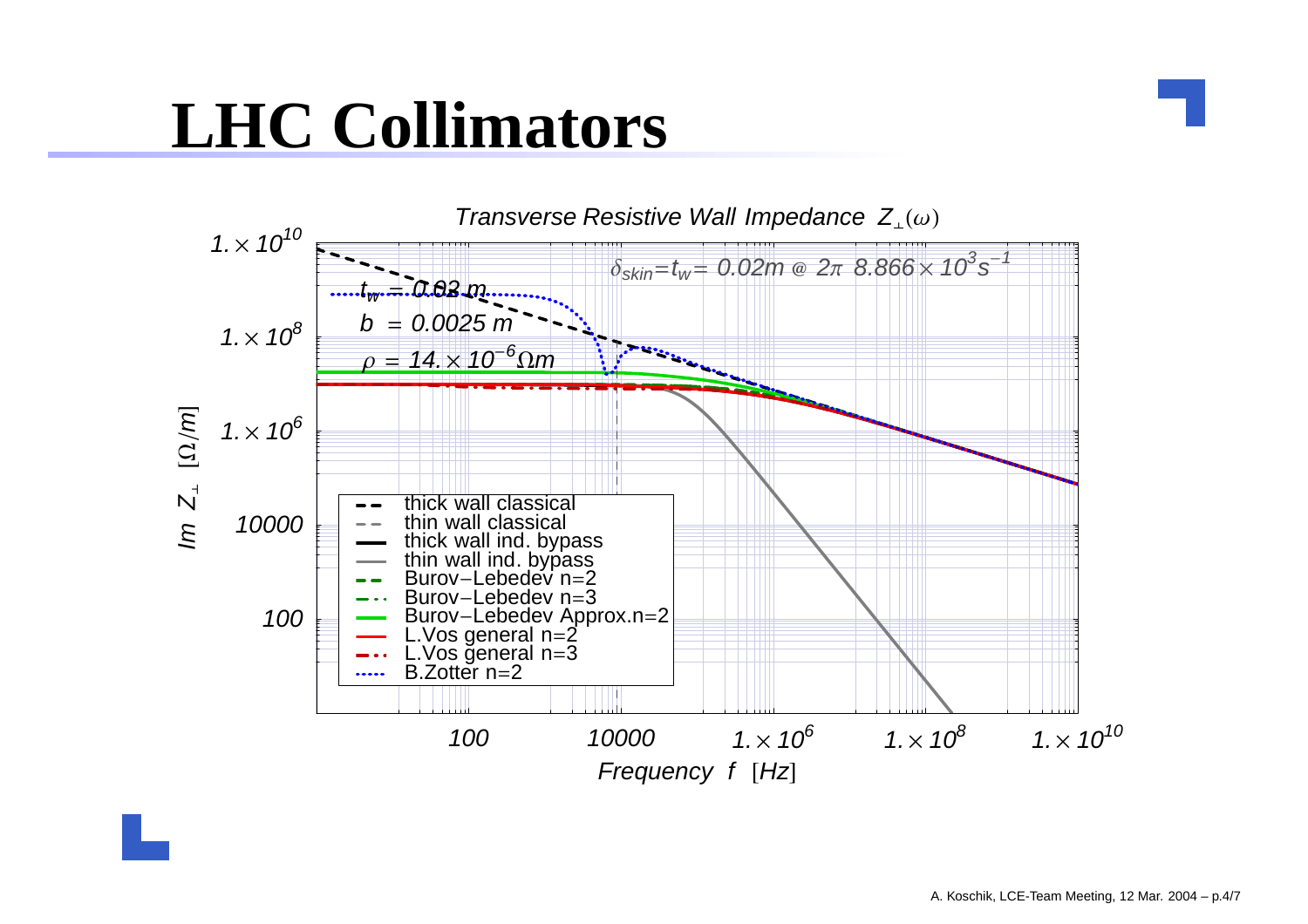# LHC Collimators

*Transverse Resistive Wall Impedance* $Z_\perp(\omega)$

$\delta_{skin} = t_w = 0.02m$ @ $2\pi\ 8.866 \times 10^3 s^{-1}$

$t_w = 0.02$ m

$b = 0.0025$ m

$\rho = 14. \times 10^{-6} \Omega m$

Legend:
- thick wall classical
- thin wall classical
- thick wall ind. bypass
- thin wall ind. bypass
- Burov−Lebedev n=2
- Burov−Lebedev n=3
- Burov−Lebedev Approx.n=2
- L.Vos general n=2
- L.Vos general n=3
- B.Zotter n=2

Y-axis: $Im\ Z_\perp\ [\Omega/m]$ (100, 10000, $1. \times 10^6$, $1. \times 10^8$, $1. \times 10^{10}$)

X-axis: $Frequency\ f\ [Hz]$ (100, 10000, $1. \times 10^6$, $1. \times 10^8$, $1. \times 10^{10}$)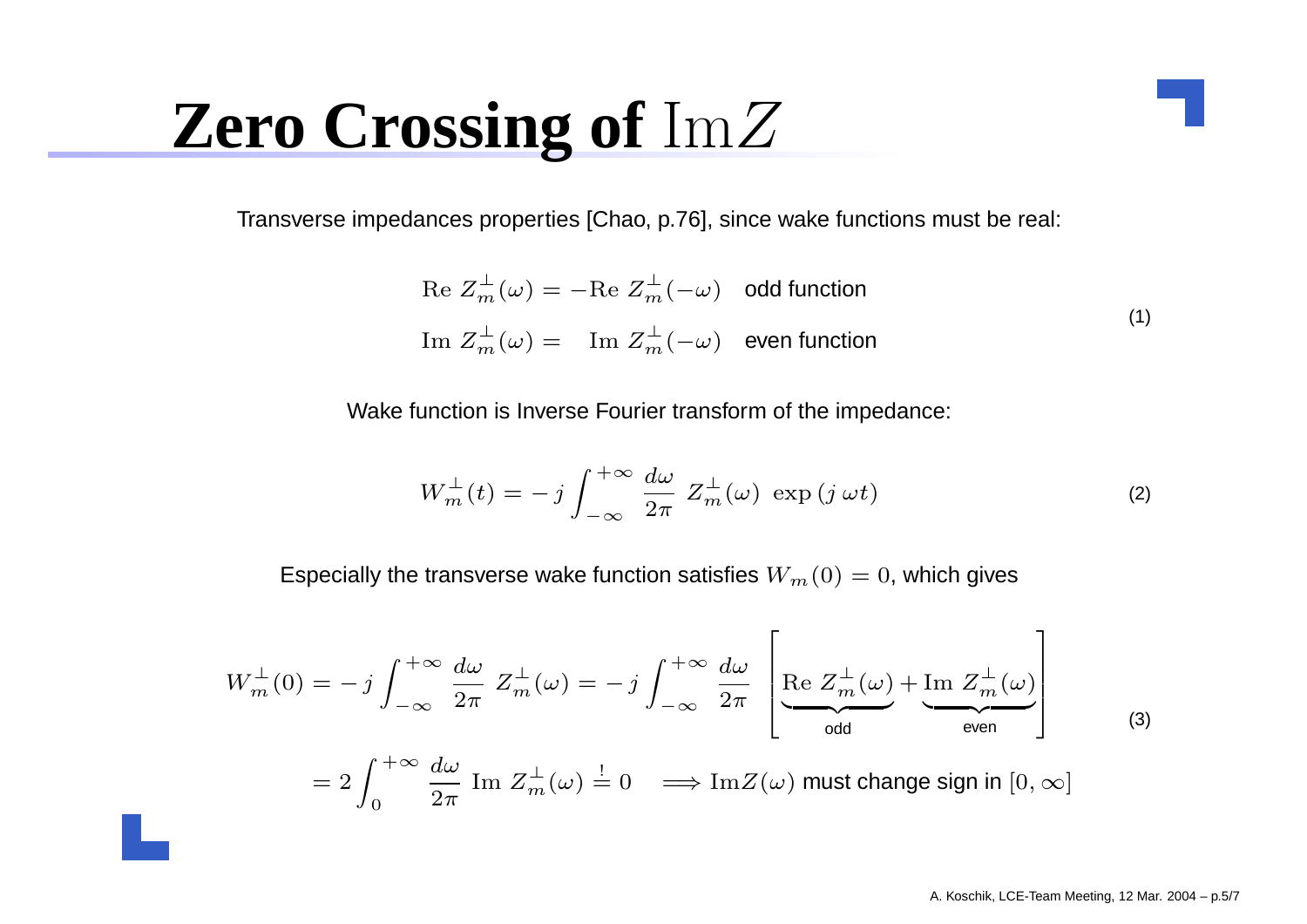# Zero Crossing of $\mathrm{Im}Z$

Transverse impedances properties [Chao, p.76], since wake functions must be real:

$$
\begin{aligned}
\mathrm{Re}\ Z_m^{\perp}(\omega) &= -\mathrm{Re}\ Z_m^{\perp}(-\omega) \quad \text{odd function} \\
\mathrm{Im}\ Z_m^{\perp}(\omega) &= \quad \mathrm{Im}\ Z_m^{\perp}(-\omega) \quad \text{even function}
\end{aligned}
\tag{1}
$$

Wake function is Inverse Fourier transform of the impedance:

$$
W_m^{\perp}(t) = -j \int_{-\infty}^{+\infty} \frac{d\omega}{2\pi}\ Z_m^{\perp}(\omega)\ \exp\left(j\,\omega t\right)
\tag{2}
$$

Especially the transverse wake function satisfies $W_m(0) = 0$, which gives

$$
\begin{aligned}
W_m^{\perp}(0) &= -j \int_{-\infty}^{+\infty} \frac{d\omega}{2\pi}\ Z_m^{\perp}(\omega) = -j \int_{-\infty}^{+\infty} \frac{d\omega}{2\pi} \left[ \underbrace{\mathrm{Re}\ Z_m^{\perp}(\omega)}_{\text{odd}} + \underbrace{\mathrm{Im}\ Z_m^{\perp}(\omega)}_{\text{even}} \right] \\
&= 2 \int_{0}^{+\infty} \frac{d\omega}{2\pi}\ \mathrm{Im}\ Z_m^{\perp}(\omega) \overset{!}{=} 0 \quad \Longrightarrow \mathrm{Im}Z(\omega) \text{ must change sign in } [0, \infty]
\end{aligned}
\tag{3}
$$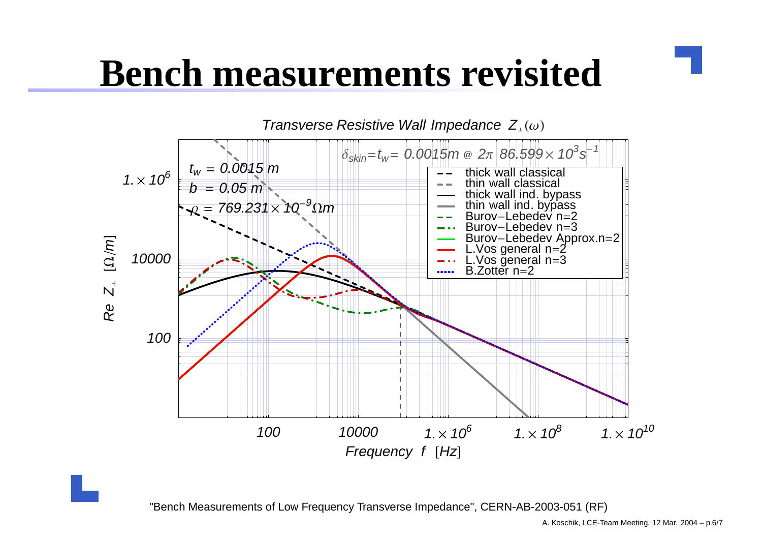# Bench measurements revisited

*Transverse Resistive Wall Impedance* $Z_{\perp}(\omega)$

$\delta_{skin} = t_w = 0.0015m$ @ $2\pi$ $86.599 \times 10^3 s^{-1}$

$t_w = 0.0015\ m$

$b = 0.05\ m$

$\rho = 769.231 \times 10^{-9} \Omega m$

Legend:
- thick wall classical
- thin wall classical
- thick wall ind. bypass
- thin wall ind. bypass
- Burov−Lebedev n=2
- Burov−Lebedev n=3
- Burov−Lebedev Approx.n=2
- L.Vos general n=2
- L.Vos general n=3
- B.Zotter n=2

Y-axis: $Re\ Z_{\perp}$ $[\Omega/m]$ — 100, 10000, $1. \times 10^{6}$

X-axis: *Frequency* $f$ $[Hz]$ — 100, 10000, $1. \times 10^{6}$, $1. \times 10^{8}$, $1. \times 10^{10}$

"Bench Measurements of Low Frequency Transverse Impedance", CERN-AB-2003-051 (RF)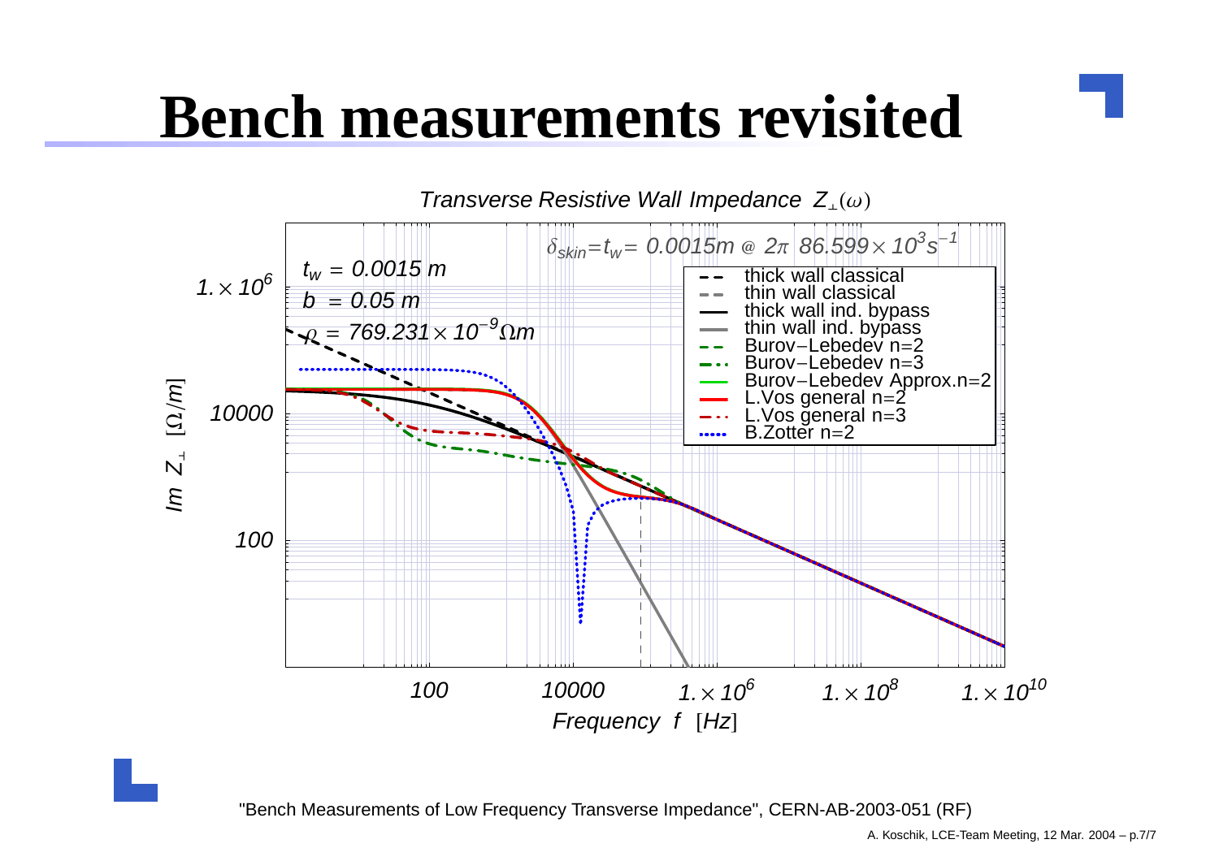# Bench measurements revisited

Transverse Resistive Wall Impedance $Z_{\perp}(\omega)$

$\delta_{skin} = t_w = 0.0015m$ @ $2\pi\ 86.599 \times 10^3 s^{-1}$

$t_w = 0.0015\ m$

$b = 0.05\ m$

$\rho = 769.231 \times 10^{-9}\ \Omega m$

- thick wall classical
- thin wall classical
- thick wall ind. bypass
- thin wall ind. bypass
- Burov−Lebedev n=2
- Burov−Lebedev n=3
- Burov−Lebedev Approx.n=2
- L.Vos general n=2
- L.Vos general n=3
- B.Zotter n=2

$Im\ Z_{\perp}\ [\Omega/m]$

$1. \times 10^6$

10000

100

100

10000

$1. \times 10^6$

$1. \times 10^8$

$1. \times 10^{10}$

Frequency $f$ [Hz]

"Bench Measurements of Low Frequency Transverse Impedance", CERN-AB-2003-051 (RF)